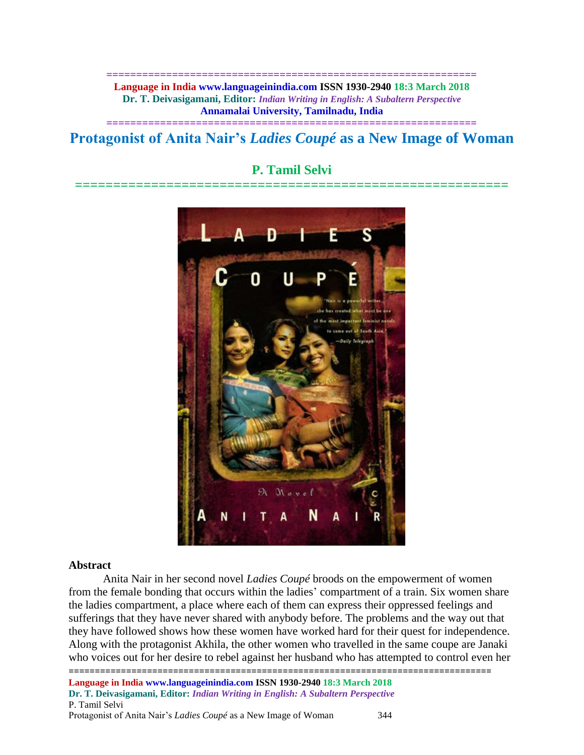# Protagonist of Anita Nair's *Ladies Coupé* as a New Image of Woman

## P. Tamil Selvi

### Abstract

Anita Nair in her second novel *Ladies Coupé* broods on the empowerment of women from the female bonding that occurs within the ladies' compartment of a train. Six women share the ladies compartment, a place where each of them can express their oppressed feelings and sufferings that they have never shared with anybody before. The problems and the way out that they have followed shows how these women have worked hard for their quest for independence. Along with the protagonist Akhila, the other women who travelled in the same coupe are Janaki who voices out for her desire to rebel against her husband who has attempted to control even her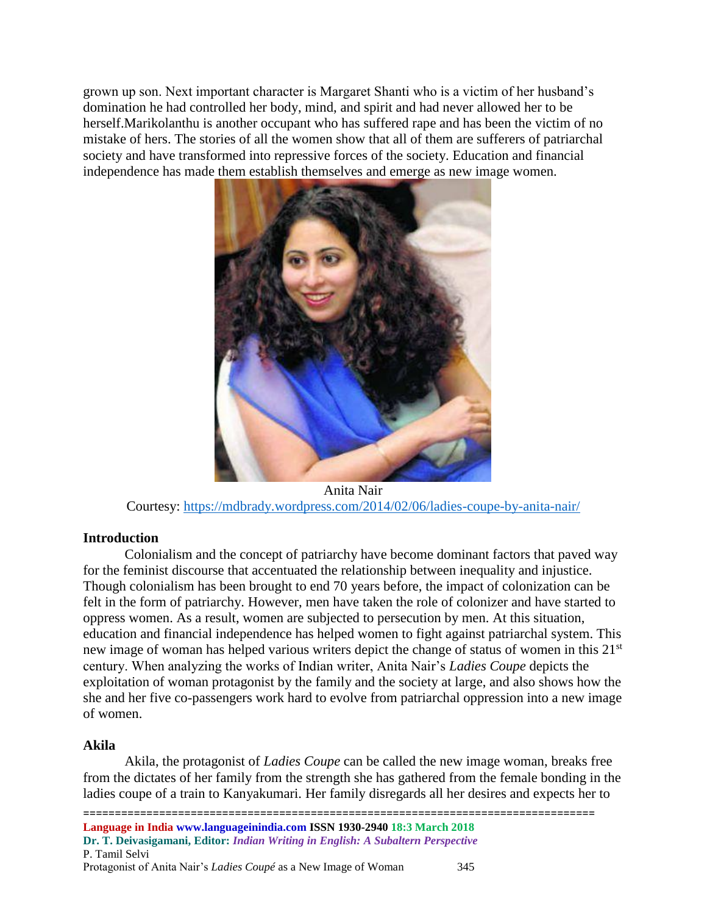grown up son. Next important character is Margaret Shanti who is a victim of her husband's domination he had controlled her body, mind, and spirit and had never allowed her to be herself.Marikolanthu is another occupant who has suffered rape and has been the victim of no mistake of hers. The stories of all the women show that all of them are sufferers of patriarchal society and have transformed into repressive forces of the society. Education and financial independence has made them establish themselves and emerge as new image women.

Anita Nair
Courtesy: https://mdbrady.wordpress.com/2014/02/06/ladies-coupe-by-anita-nair/

## Introduction

Colonialism and the concept of patriarchy have become dominant factors that paved way for the feminist discourse that accentuated the relationship between inequality and injustice. Though colonialism has been brought to end 70 years before, the impact of colonization can be felt in the form of patriarchy. However, men have taken the role of colonizer and have started to oppress women. As a result, women are subjected to persecution by men. At this situation, education and financial independence has helped women to fight against patriarchal system. This new image of woman has helped various writers depict the change of status of women in this 21st century. When analyzing the works of Indian writer, Anita Nair's *Ladies Coupe* depicts the exploitation of woman protagonist by the family and the society at large, and also shows how the she and her five co-passengers work hard to evolve from patriarchal oppression into a new image of women.

## Akila

Akila, the protagonist of *Ladies Coupe* can be called the new image woman, breaks free from the dictates of her family from the strength she has gathered from the female bonding in the ladies coupe of a train to Kanyakumari. Her family disregards all her desires and expects her to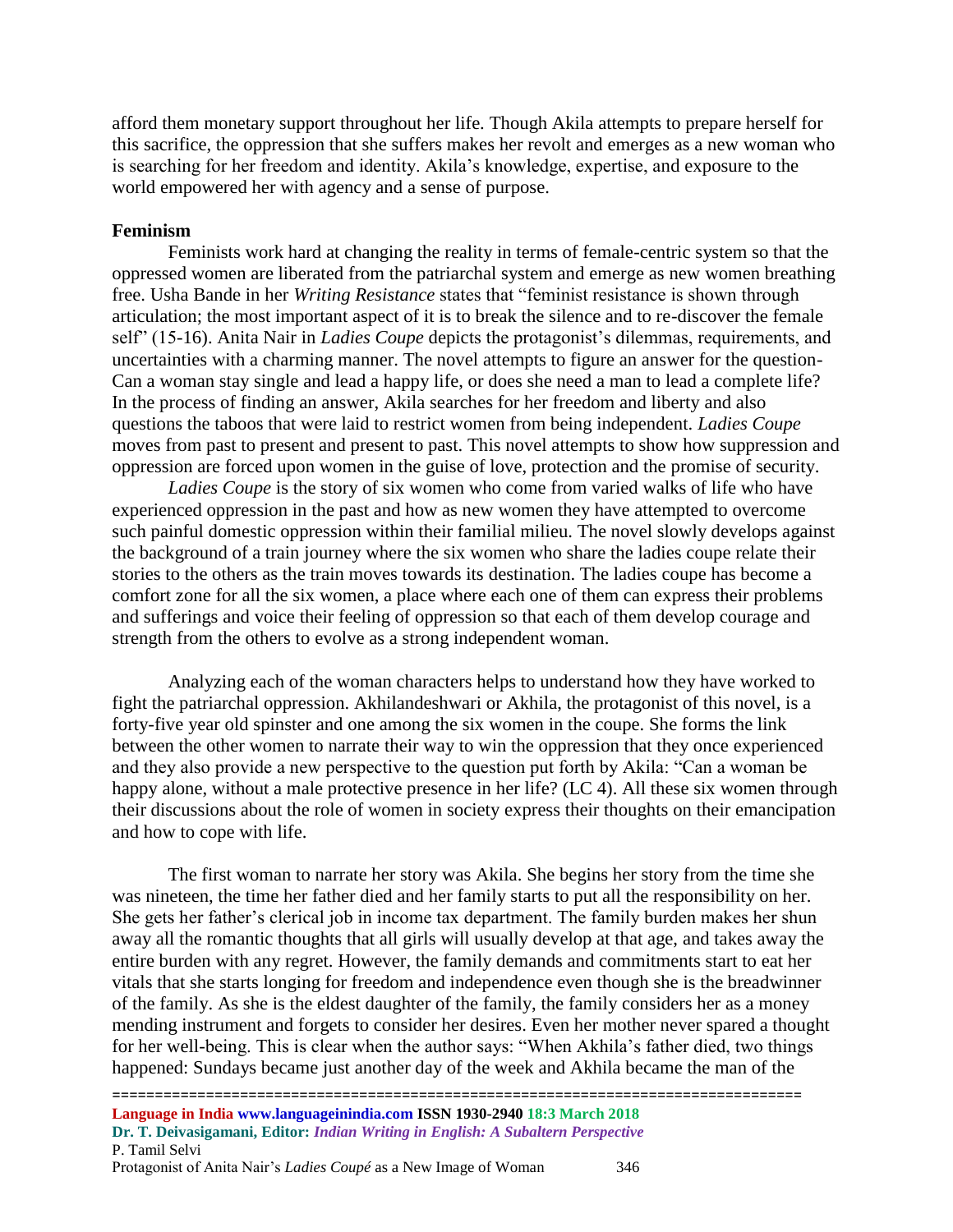afford them monetary support throughout her life. Though Akila attempts to prepare herself for this sacrifice, the oppression that she suffers makes her revolt and emerges as a new woman who is searching for her freedom and identity. Akila's knowledge, expertise, and exposure to the world empowered her with agency and a sense of purpose.

**Feminism**

Feminists work hard at changing the reality in terms of female-centric system so that the oppressed women are liberated from the patriarchal system and emerge as new women breathing free. Usha Bande in her *Writing Resistance* states that "feminist resistance is shown through articulation; the most important aspect of it is to break the silence and to re-discover the female self" (15-16). Anita Nair in *Ladies Coupe* depicts the protagonist's dilemmas, requirements, and uncertainties with a charming manner. The novel attempts to figure an answer for the question- Can a woman stay single and lead a happy life, or does she need a man to lead a complete life? In the process of finding an answer, Akila searches for her freedom and liberty and also questions the taboos that were laid to restrict women from being independent. *Ladies Coupe* moves from past to present and present to past. This novel attempts to show how suppression and oppression are forced upon women in the guise of love, protection and the promise of security.

*Ladies Coupe* is the story of six women who come from varied walks of life who have experienced oppression in the past and how as new women they have attempted to overcome such painful domestic oppression within their familial milieu. The novel slowly develops against the background of a train journey where the six women who share the ladies coupe relate their stories to the others as the train moves towards its destination. The ladies coupe has become a comfort zone for all the six women, a place where each one of them can express their problems and sufferings and voice their feeling of oppression so that each of them develop courage and strength from the others to evolve as a strong independent woman.

Analyzing each of the woman characters helps to understand how they have worked to fight the patriarchal oppression. Akhilandeshwari or Akhila, the protagonist of this novel, is a forty-five year old spinster and one among the six women in the coupe. She forms the link between the other women to narrate their way to win the oppression that they once experienced and they also provide a new perspective to the question put forth by Akila: "Can a woman be happy alone, without a male protective presence in her life? (LC 4). All these six women through their discussions about the role of women in society express their thoughts on their emancipation and how to cope with life.

The first woman to narrate her story was Akila. She begins her story from the time she was nineteen, the time her father died and her family starts to put all the responsibility on her. She gets her father's clerical job in income tax department. The family burden makes her shun away all the romantic thoughts that all girls will usually develop at that age, and takes away the entire burden with any regret. However, the family demands and commitments start to eat her vitals that she starts longing for freedom and independence even though she is the breadwinner of the family. As she is the eldest daughter of the family, the family considers her as a money mending instrument and forgets to consider her desires. Even her mother never spared a thought for her well-being. This is clear when the author says: "When Akhila's father died, two things happened: Sundays became just another day of the week and Akhila became the man of the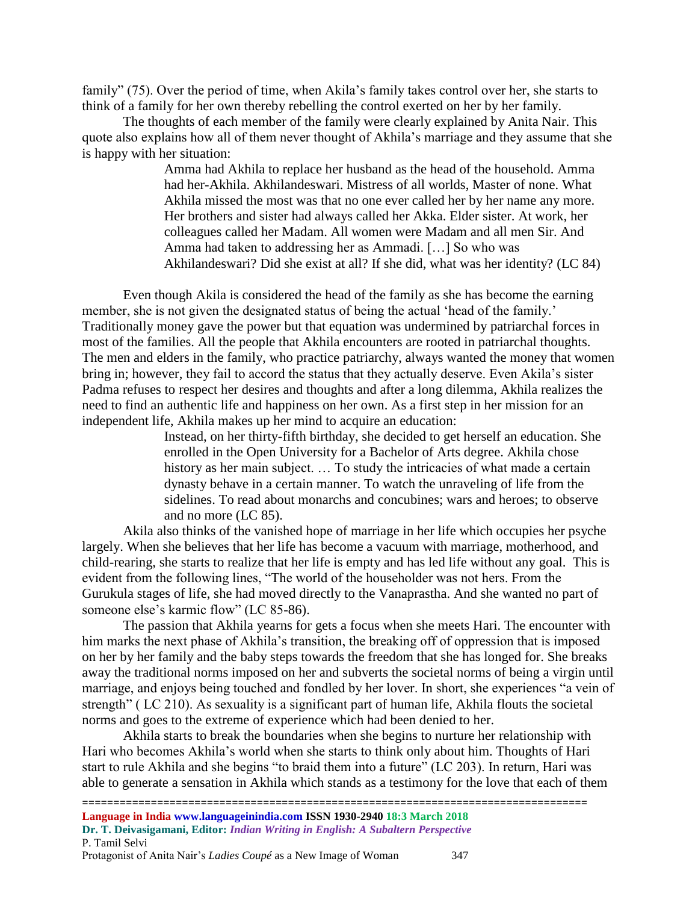family" (75). Over the period of time, when Akila's family takes control over her, she starts to think of a family for her own thereby rebelling the control exerted on her by her family.

The thoughts of each member of the family were clearly explained by Anita Nair. This quote also explains how all of them never thought of Akhila's marriage and they assume that she is happy with her situation:

> Amma had Akhila to replace her husband as the head of the household. Amma had her-Akhila. Akhilandeswari. Mistress of all worlds, Master of none. What Akhila missed the most was that no one ever called her by her name any more. Her brothers and sister had always called her Akka. Elder sister. At work, her colleagues called her Madam. All women were Madam and all men Sir. And Amma had taken to addressing her as Ammadi. […] So who was Akhilandeswari? Did she exist at all? If she did, what was her identity? (LC 84)

Even though Akila is considered the head of the family as she has become the earning member, she is not given the designated status of being the actual 'head of the family.' Traditionally money gave the power but that equation was undermined by patriarchal forces in most of the families. All the people that Akhila encounters are rooted in patriarchal thoughts. The men and elders in the family, who practice patriarchy, always wanted the money that women bring in; however, they fail to accord the status that they actually deserve. Even Akila's sister Padma refuses to respect her desires and thoughts and after a long dilemma, Akhila realizes the need to find an authentic life and happiness on her own. As a first step in her mission for an independent life, Akhila makes up her mind to acquire an education:

> Instead, on her thirty-fifth birthday, she decided to get herself an education. She enrolled in the Open University for a Bachelor of Arts degree. Akhila chose history as her main subject. … To study the intricacies of what made a certain dynasty behave in a certain manner. To watch the unraveling of life from the sidelines. To read about monarchs and concubines; wars and heroes; to observe and no more (LC 85).

Akila also thinks of the vanished hope of marriage in her life which occupies her psyche largely. When she believes that her life has become a vacuum with marriage, motherhood, and child-rearing, she starts to realize that her life is empty and has led life without any goal. This is evident from the following lines, "The world of the householder was not hers. From the Gurukula stages of life, she had moved directly to the Vanaprastha. And she wanted no part of someone else's karmic flow" (LC 85-86).

The passion that Akhila yearns for gets a focus when she meets Hari. The encounter with him marks the next phase of Akhila's transition, the breaking off of oppression that is imposed on her by her family and the baby steps towards the freedom that she has longed for. She breaks away the traditional norms imposed on her and subverts the societal norms of being a virgin until marriage, and enjoys being touched and fondled by her lover. In short, she experiences "a vein of strength" ( LC 210). As sexuality is a significant part of human life, Akhila flouts the societal norms and goes to the extreme of experience which had been denied to her.

Akhila starts to break the boundaries when she begins to nurture her relationship with Hari who becomes Akhila's world when she starts to think only about him. Thoughts of Hari start to rule Akhila and she begins "to braid them into a future" (LC 203). In return, Hari was able to generate a sensation in Akhila which stands as a testimony for the love that each of them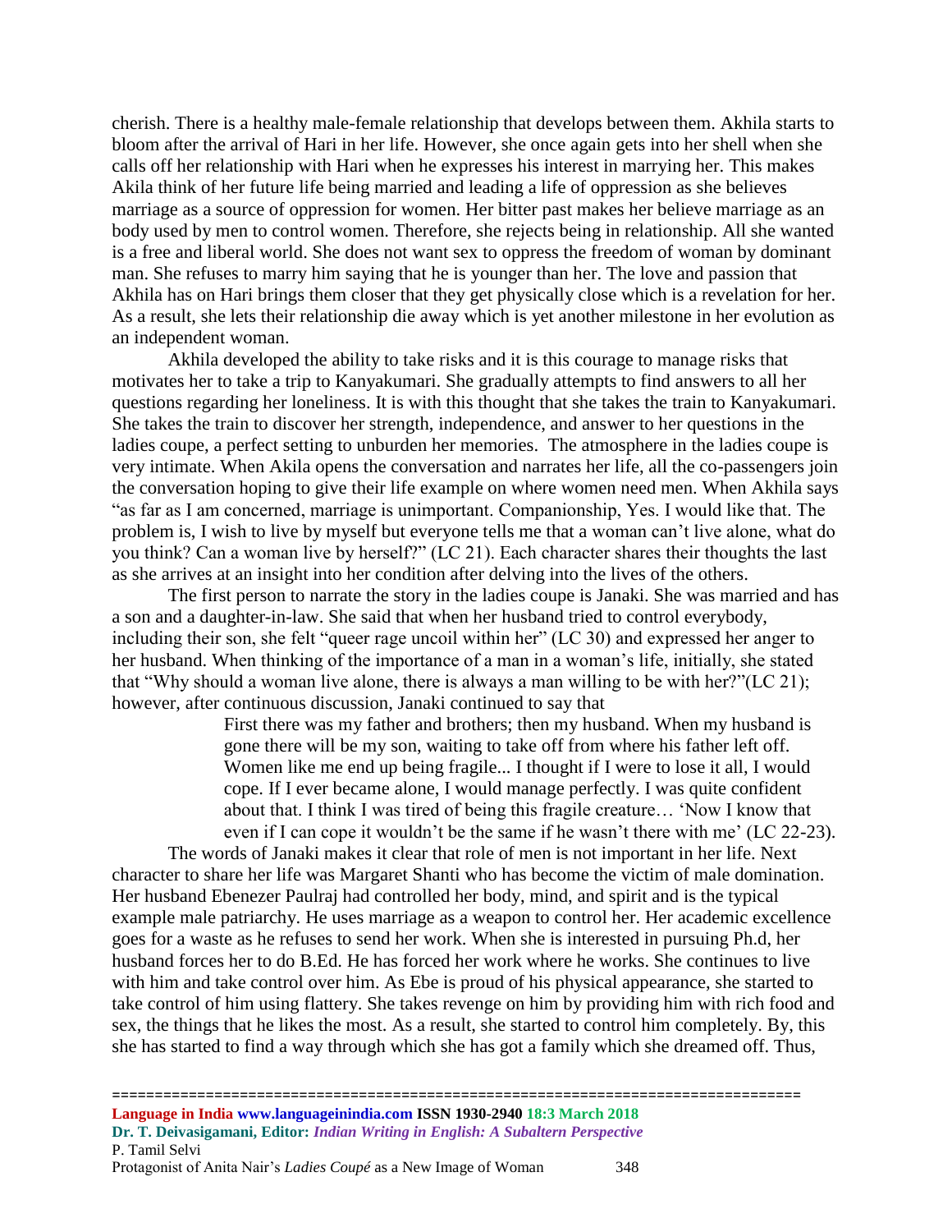cherish. There is a healthy male-female relationship that develops between them. Akhila starts to bloom after the arrival of Hari in her life. However, she once again gets into her shell when she calls off her relationship with Hari when he expresses his interest in marrying her. This makes Akila think of her future life being married and leading a life of oppression as she believes marriage as a source of oppression for women. Her bitter past makes her believe marriage as an body used by men to control women. Therefore, she rejects being in relationship. All she wanted is a free and liberal world. She does not want sex to oppress the freedom of woman by dominant man. She refuses to marry him saying that he is younger than her. The love and passion that Akhila has on Hari brings them closer that they get physically close which is a revelation for her. As a result, she lets their relationship die away which is yet another milestone in her evolution as an independent woman.

Akhila developed the ability to take risks and it is this courage to manage risks that motivates her to take a trip to Kanyakumari. She gradually attempts to find answers to all her questions regarding her loneliness. It is with this thought that she takes the train to Kanyakumari. She takes the train to discover her strength, independence, and answer to her questions in the ladies coupe, a perfect setting to unburden her memories. The atmosphere in the ladies coupe is very intimate. When Akila opens the conversation and narrates her life, all the co-passengers join the conversation hoping to give their life example on where women need men. When Akhila says "as far as I am concerned, marriage is unimportant. Companionship, Yes. I would like that. The problem is, I wish to live by myself but everyone tells me that a woman can't live alone, what do you think? Can a woman live by herself?" (LC 21). Each character shares their thoughts the last as she arrives at an insight into her condition after delving into the lives of the others.

The first person to narrate the story in the ladies coupe is Janaki. She was married and has a son and a daughter-in-law. She said that when her husband tried to control everybody, including their son, she felt "queer rage uncoil within her" (LC 30) and expressed her anger to her husband. When thinking of the importance of a man in a woman's life, initially, she stated that "Why should a woman live alone, there is always a man willing to be with her?"(LC 21); however, after continuous discussion, Janaki continued to say that

> First there was my father and brothers; then my husband. When my husband is gone there will be my son, waiting to take off from where his father left off. Women like me end up being fragile... I thought if I were to lose it all, I would cope. If I ever became alone, I would manage perfectly. I was quite confident about that. I think I was tired of being this fragile creature… 'Now I know that even if I can cope it wouldn't be the same if he wasn't there with me' (LC 22-23).

The words of Janaki makes it clear that role of men is not important in her life. Next character to share her life was Margaret Shanti who has become the victim of male domination. Her husband Ebenezer Paulraj had controlled her body, mind, and spirit and is the typical example male patriarchy. He uses marriage as a weapon to control her. Her academic excellence goes for a waste as he refuses to send her work. When she is interested in pursuing Ph.d, her husband forces her to do B.Ed. He has forced her work where he works. She continues to live with him and take control over him. As Ebe is proud of his physical appearance, she started to take control of him using flattery. She takes revenge on him by providing him with rich food and sex, the things that he likes the most. As a result, she started to control him completely. By, this she has started to find a way through which she has got a family which she dreamed off. Thus,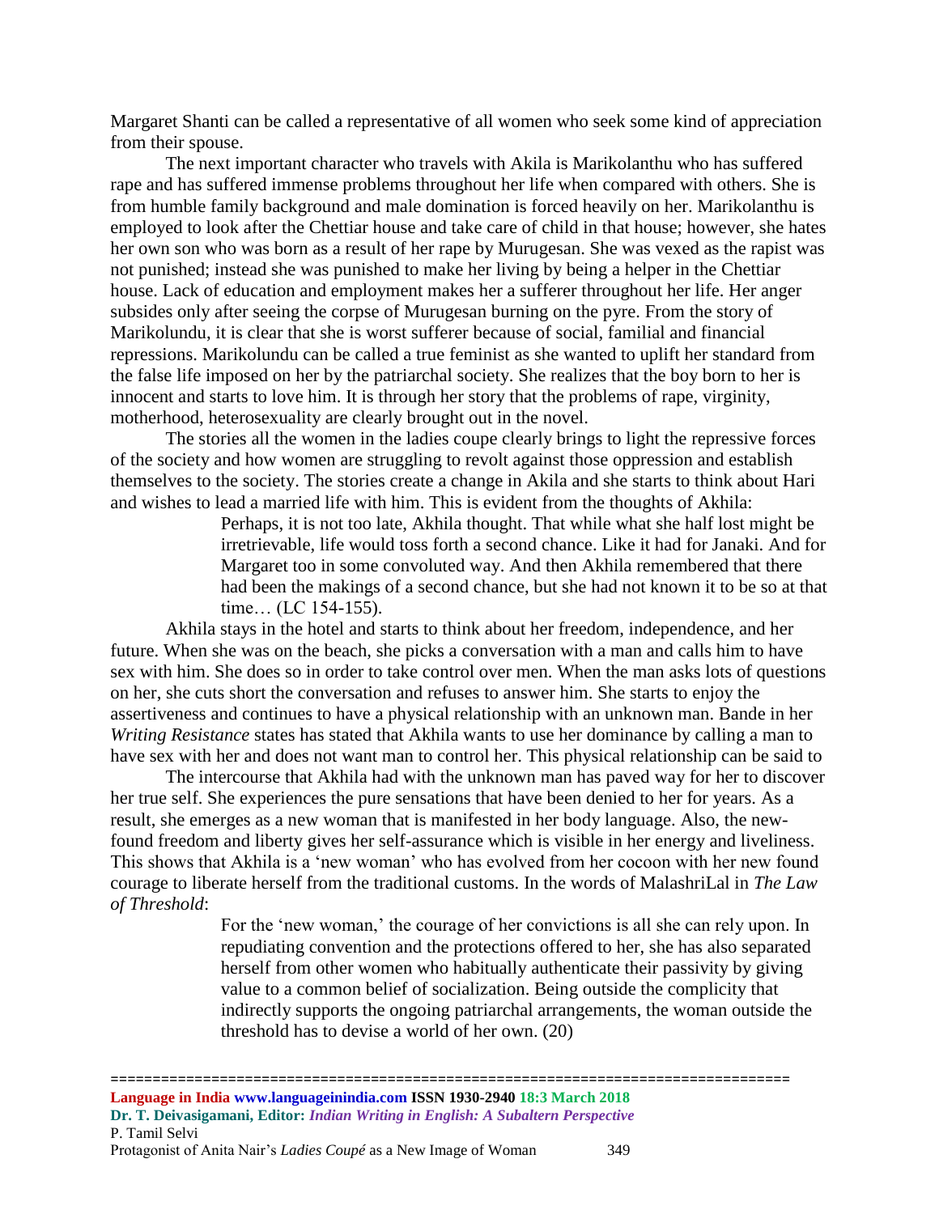Margaret Shanti can be called a representative of all women who seek some kind of appreciation from their spouse.

The next important character who travels with Akila is Marikolanthu who has suffered rape and has suffered immense problems throughout her life when compared with others. She is from humble family background and male domination is forced heavily on her. Marikolanthu is employed to look after the Chettiar house and take care of child in that house; however, she hates her own son who was born as a result of her rape by Murugesan. She was vexed as the rapist was not punished; instead she was punished to make her living by being a helper in the Chettiar house. Lack of education and employment makes her a sufferer throughout her life. Her anger subsides only after seeing the corpse of Murugesan burning on the pyre. From the story of Marikolundu, it is clear that she is worst sufferer because of social, familial and financial repressions. Marikolundu can be called a true feminist as she wanted to uplift her standard from the false life imposed on her by the patriarchal society. She realizes that the boy born to her is innocent and starts to love him. It is through her story that the problems of rape, virginity, motherhood, heterosexuality are clearly brought out in the novel.

The stories all the women in the ladies coupe clearly brings to light the repressive forces of the society and how women are struggling to revolt against those oppression and establish themselves to the society. The stories create a change in Akila and she starts to think about Hari and wishes to lead a married life with him. This is evident from the thoughts of Akhila:

> Perhaps, it is not too late, Akhila thought. That while what she half lost might be irretrievable, life would toss forth a second chance. Like it had for Janaki. And for Margaret too in some convoluted way. And then Akhila remembered that there had been the makings of a second chance, but she had not known it to be so at that time… (LC 154-155).

Akhila stays in the hotel and starts to think about her freedom, independence, and her future. When she was on the beach, she picks a conversation with a man and calls him to have sex with him. She does so in order to take control over men. When the man asks lots of questions on her, she cuts short the conversation and refuses to answer him. She starts to enjoy the assertiveness and continues to have a physical relationship with an unknown man. Bande in her *Writing Resistance* states has stated that Akhila wants to use her dominance by calling a man to have sex with her and does not want man to control her. This physical relationship can be said to

The intercourse that Akhila had with the unknown man has paved way for her to discover her true self. She experiences the pure sensations that have been denied to her for years. As a result, she emerges as a new woman that is manifested in her body language. Also, the new-found freedom and liberty gives her self-assurance which is visible in her energy and liveliness. This shows that Akhila is a 'new woman' who has evolved from her cocoon with her new found courage to liberate herself from the traditional customs. In the words of MalashriLal in *The Law of Threshold*:

> For the 'new woman,' the courage of her convictions is all she can rely upon. In repudiating convention and the protections offered to her, she has also separated herself from other women who habitually authenticate their passivity by giving value to a common belief of socialization. Being outside the complicity that indirectly supports the ongoing patriarchal arrangements, the woman outside the threshold has to devise a world of her own. (20)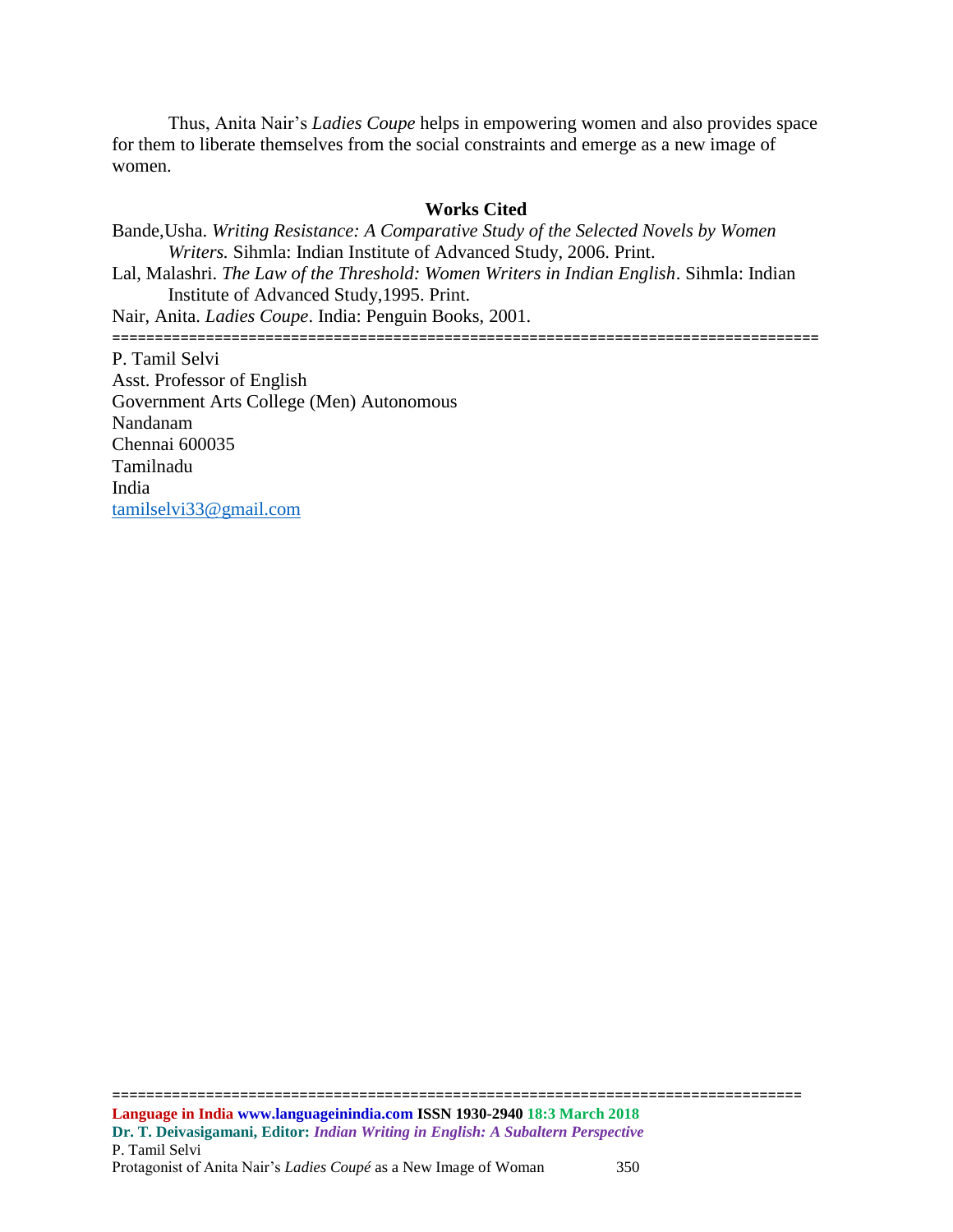Thus, Anita Nair's *Ladies Coupe* helps in empowering women and also provides space for them to liberate themselves from the social constraints and emerge as a new image of women.

## Works Cited

Bande,Usha. *Writing Resistance: A Comparative Study of the Selected Novels by Women Writers.* Sihmla: Indian Institute of Advanced Study, 2006. Print.

Lal, Malashri. *The Law of the Threshold: Women Writers in Indian English*. Sihmla: Indian Institute of Advanced Study,1995. Print.

Nair, Anita. *Ladies Coupe*. India: Penguin Books, 2001.

================================================================================

P. Tamil Selvi
Asst. Professor of English
Government Arts College (Men) Autonomous
Nandanam
Chennai 600035
Tamilnadu
India
tamilselvi33@gmail.com